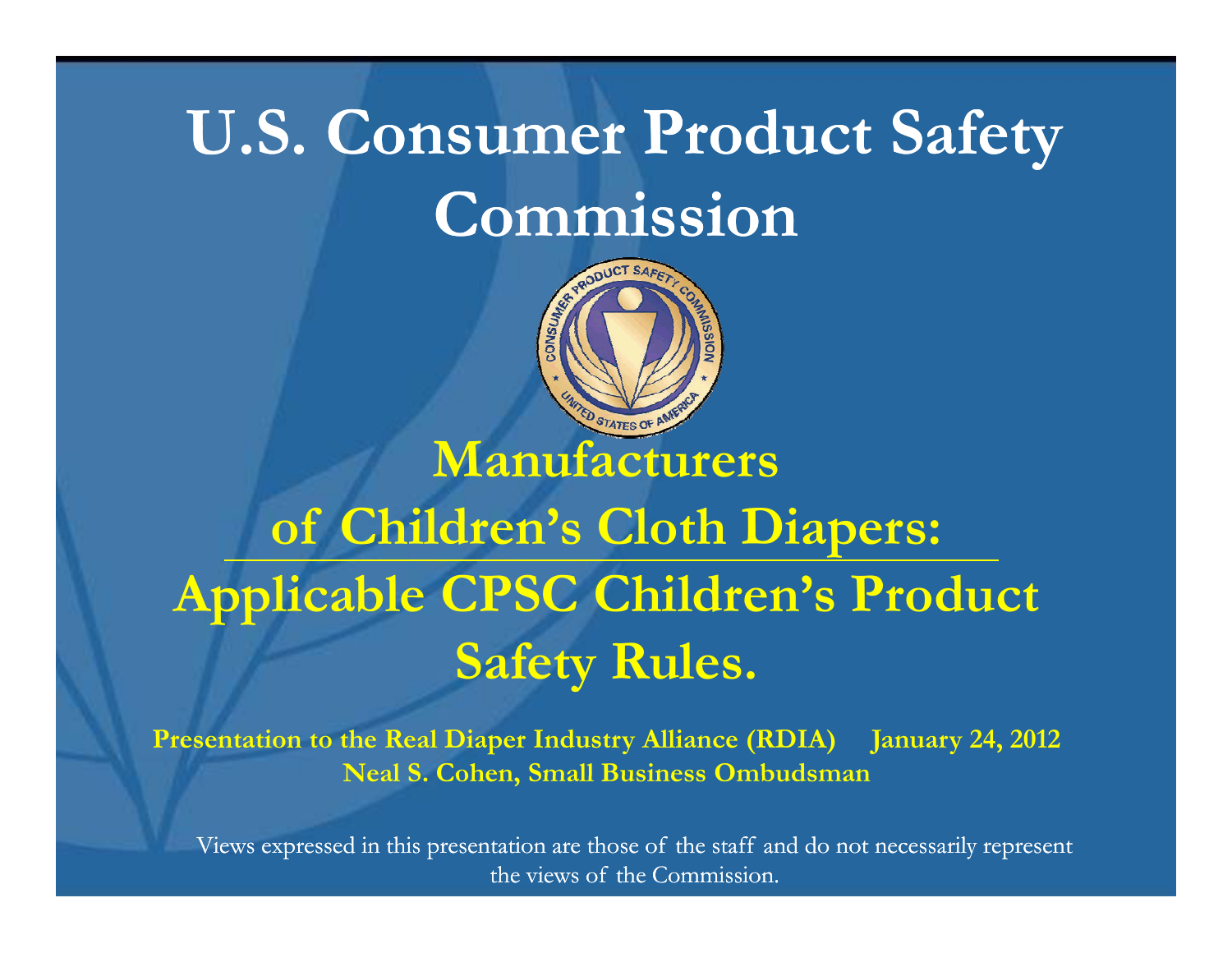# U.S. Consumer Product Safety Commission

## Manufacturers of Children's Cloth Diapers: Applicable CPSC Children's Product Safety Rules.

**Presentation to the Real Diaper Industry Alliance (RDIA) January 24, 2012**

**Neal S. Cohen, Small Business Ombudsman**

Views expressed in this presentation are those of the staff and do not necessarily represent the views of the Commission.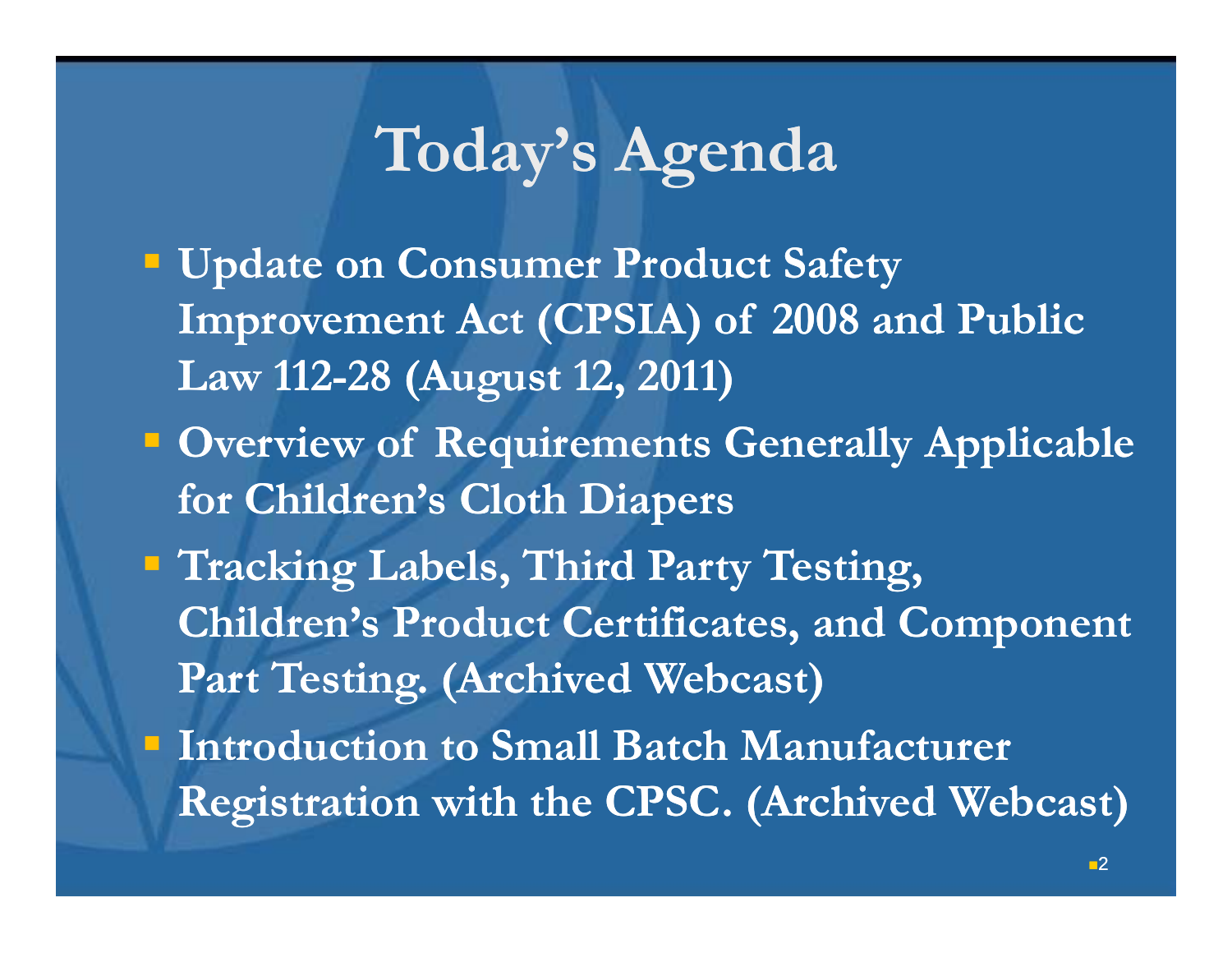# Today's Agenda

- Update on Consumer Product Safety Improvement Act (CPSIA) of 2008 and Public Law 112-28 (August 12, 2011)
- Overview of Requirements Generally Applicable for Children's Cloth Diapers
- Tracking Labels, Third Party Testing, Children's Product Certificates, and Component Part Testing. (Archived Webcast)
- Introduction to Small Batch Manufacturer Registration with the CPSC. (Archived Webcast)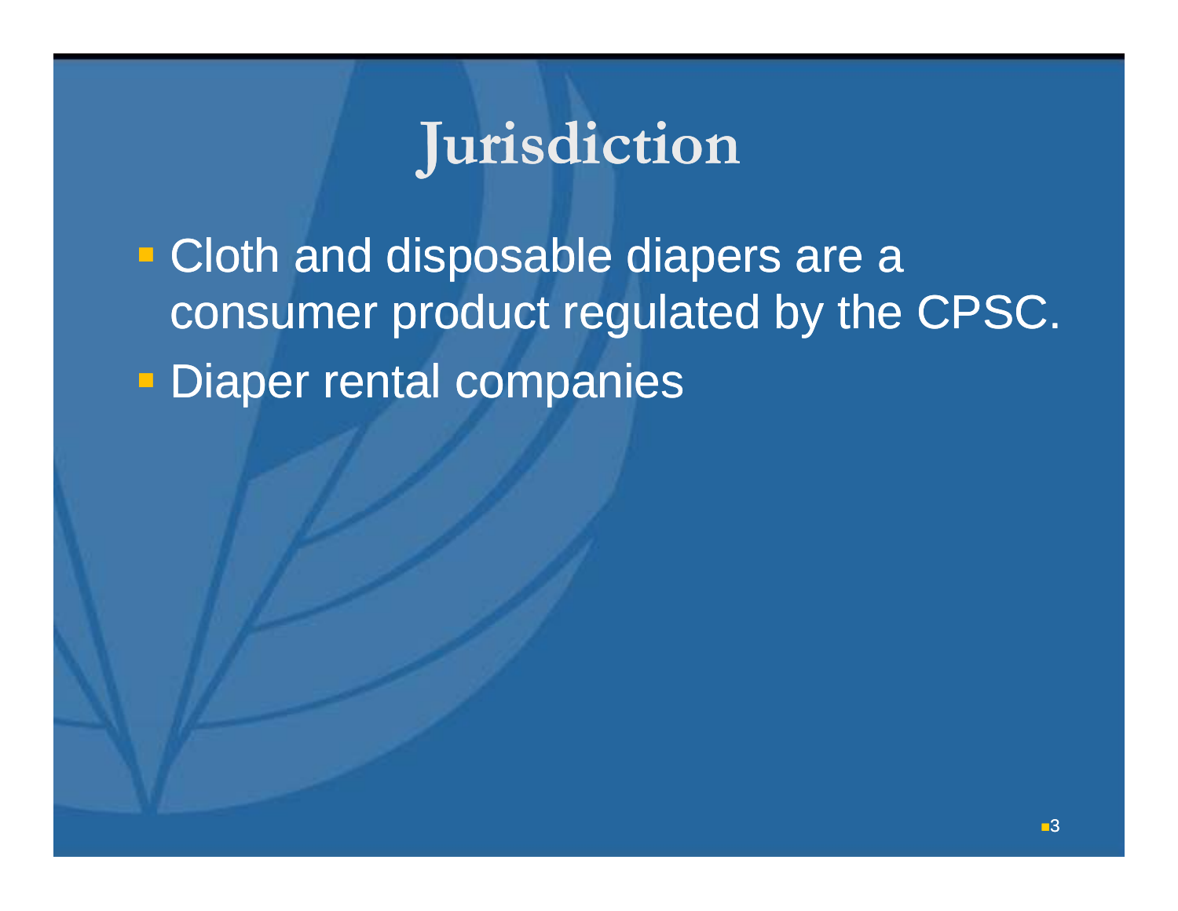# Jurisdiction

- Cloth and disposable diapers are a consumer product regulated by the CPSC.
- Diaper rental companies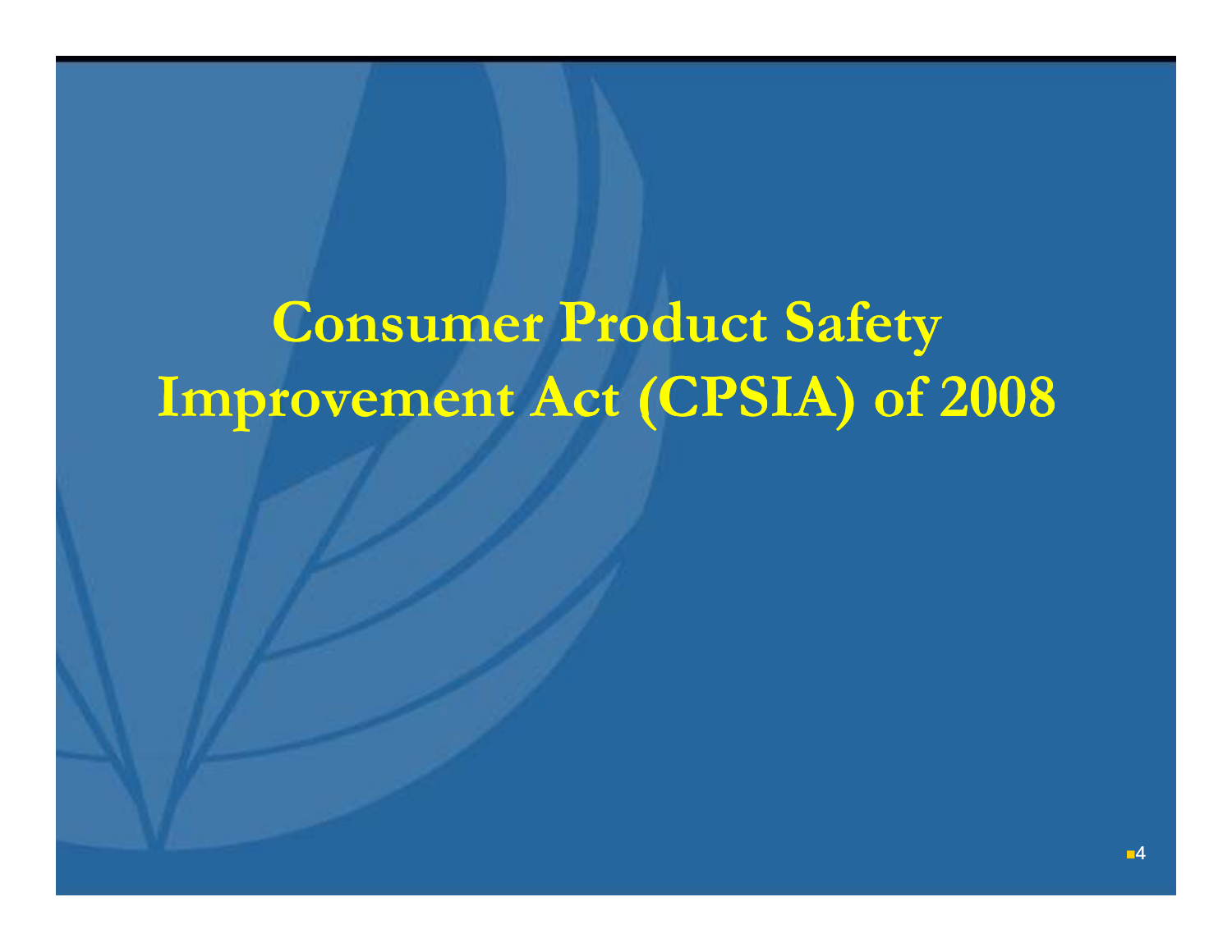# Consumer Product Safety Improvement Act (CPSIA) of 2008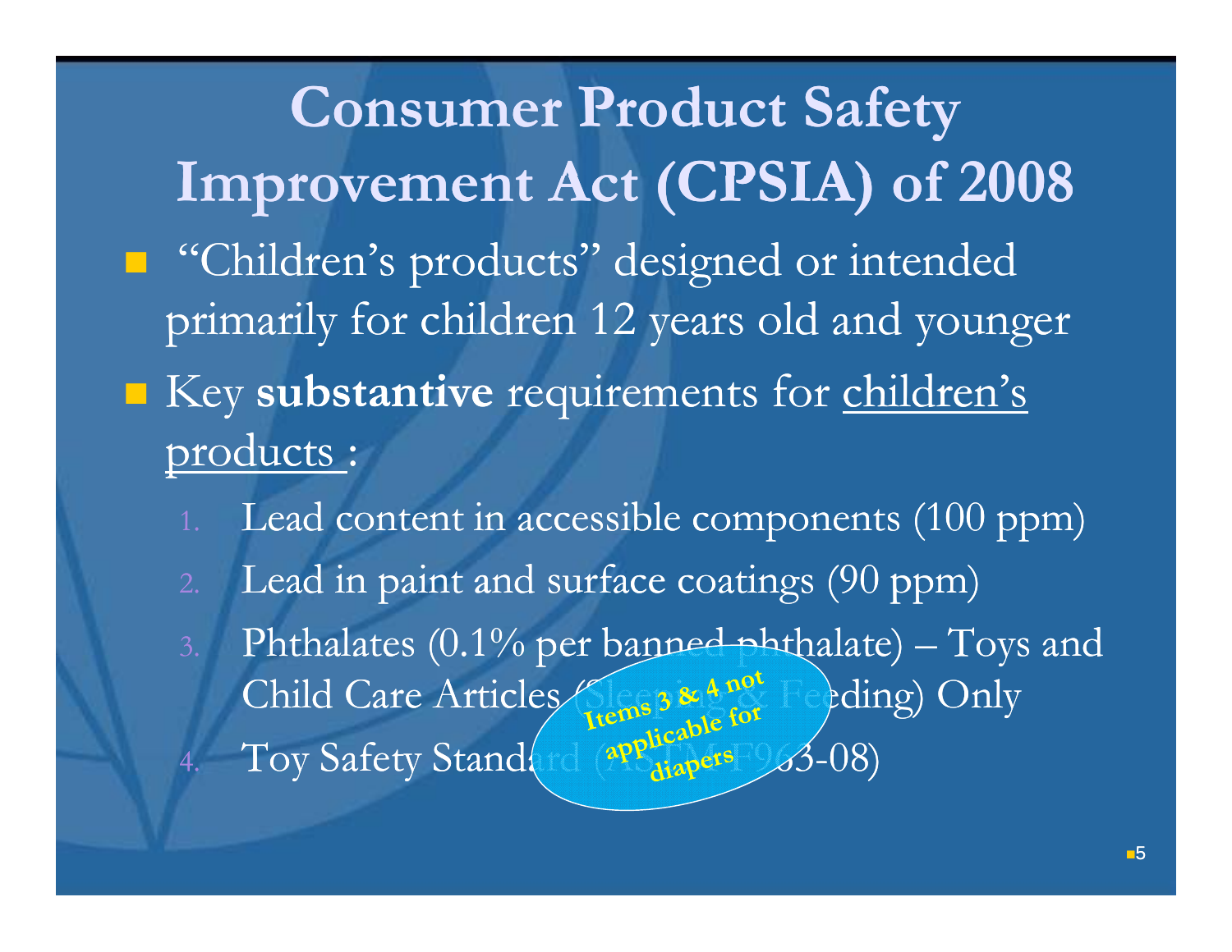# Consumer Product Safety Improvement Act (CPSIA) of 2008

- "Children's products" designed or intended primarily for children 12 years old and younger
- Key **substantive** requirements for children's products :
  1. Lead content in accessible components (100 ppm)
  2. Lead in paint and surface coatings (90 ppm)
  3. Phthalates (0.1% per banned phthalate) – Toys and Child Care Articles (Sleeping & Feeding) Only
  4. Toy Safety Standard (ASTM F963-08)

**Items 3 & 4 not applicable for diapers**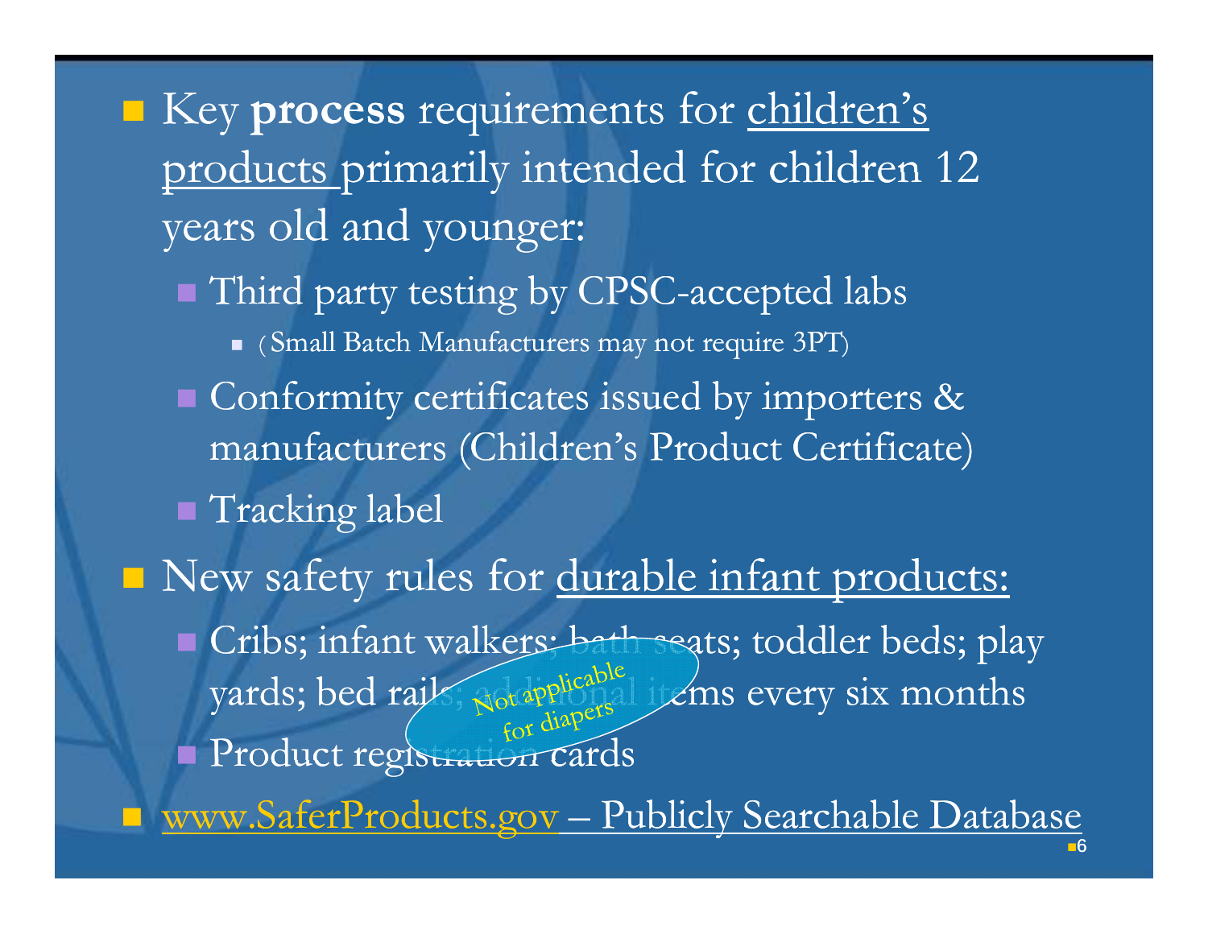- Key **process** requirements for children's products primarily intended for children 12 years old and younger:
  - Third party testing by CPSC-accepted labs
    - (Small Batch Manufacturers may not require 3PT)
  - Conformity certificates issued by importers & manufacturers (Children's Product Certificate)
  - Tracking label
- New safety rules for durable infant products:
  - Cribs; infant walkers; bath seats; toddler beds; play yards; bed rails; additional items every six months
  - Product registration cards

Not applicable for diapers

- www.SaferProducts.gov – Publicly Searchable Database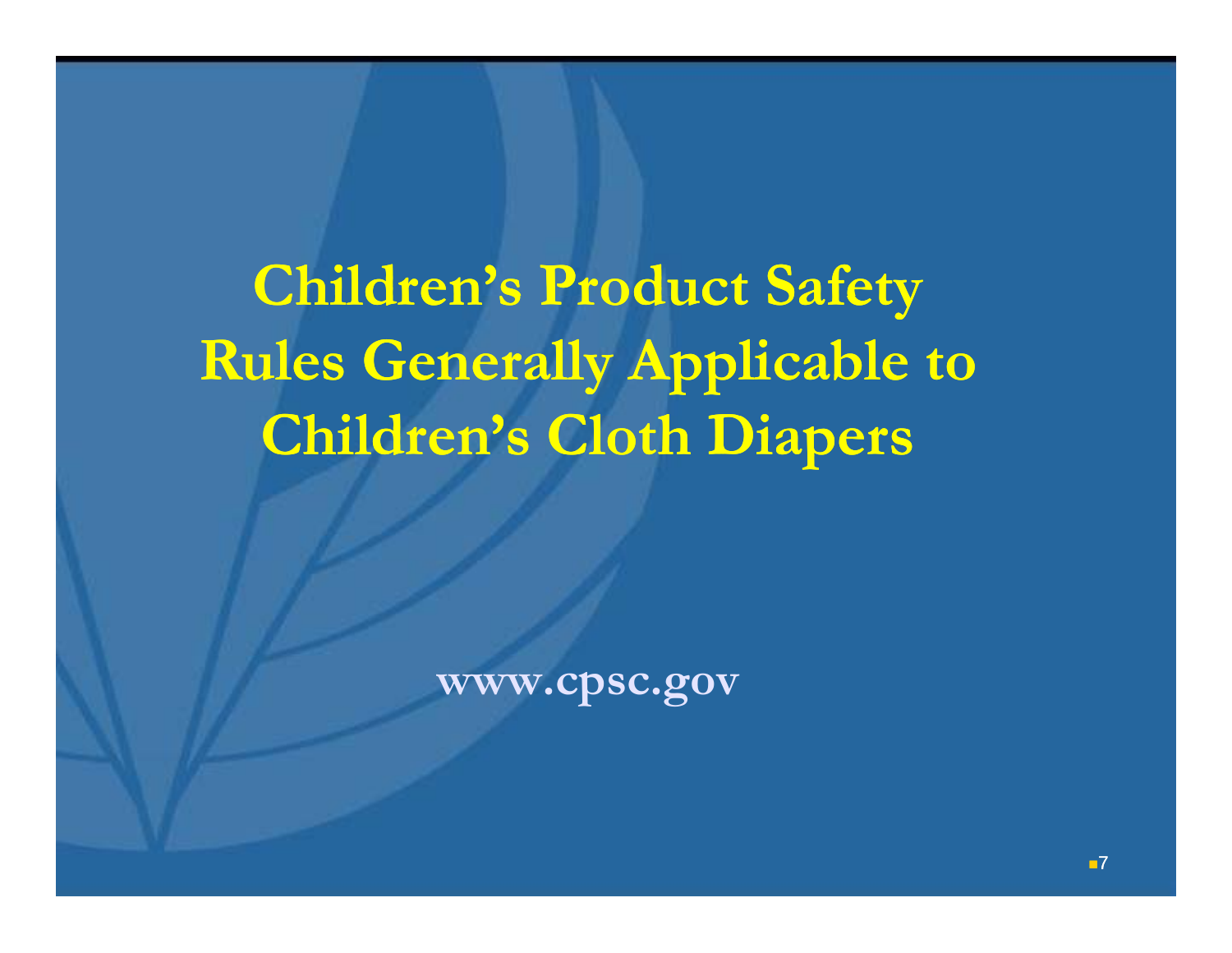# Children's Product Safety Rules Generally Applicable to Children's Cloth Diapers

www.cpsc.gov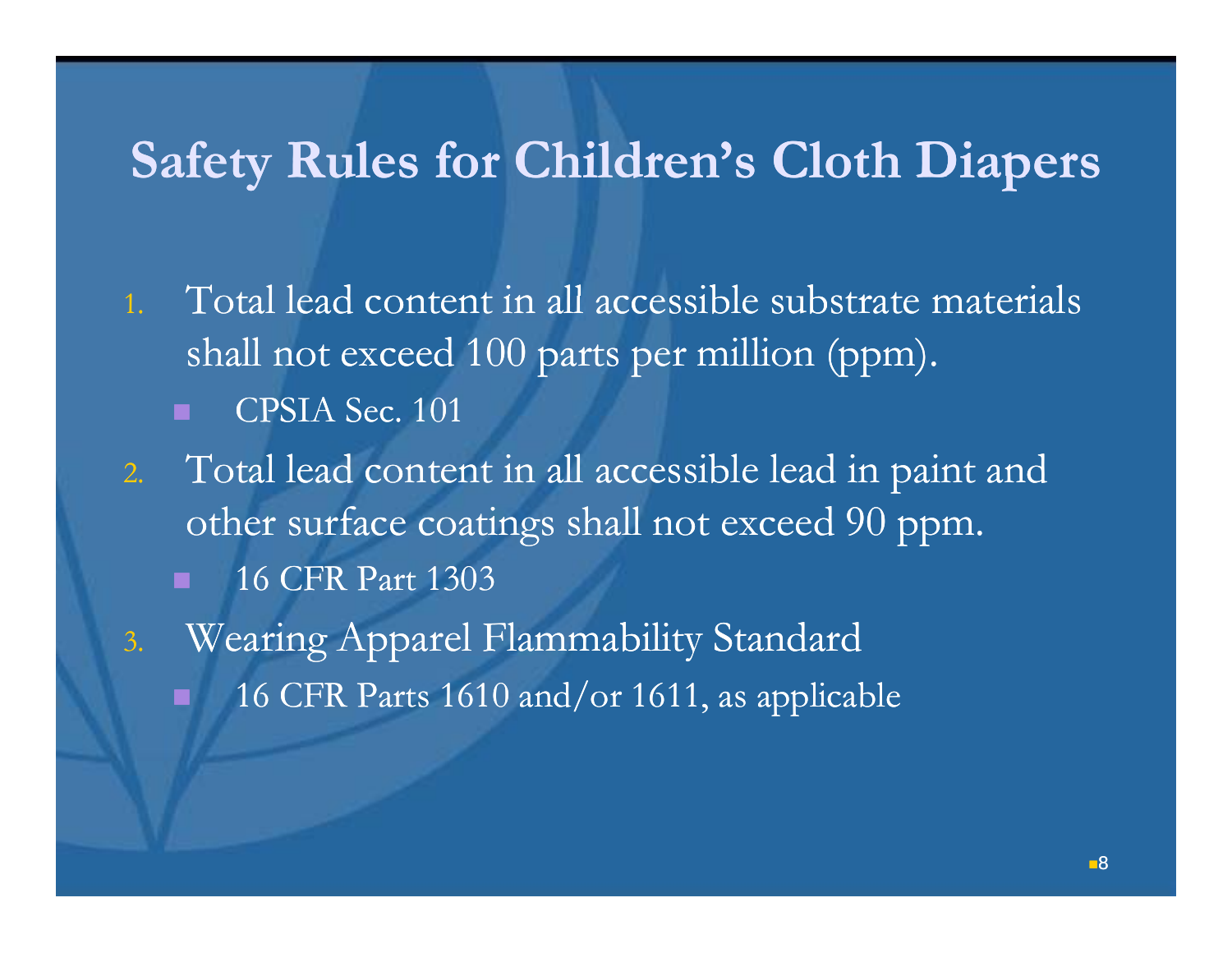# Safety Rules for Children's Cloth Diapers

1. Total lead content in all accessible substrate materials shall not exceed 100 parts per million (ppm).
   - CPSIA Sec. 101
2. Total lead content in all accessible lead in paint and other surface coatings shall not exceed 90 ppm.
   - 16 CFR Part 1303
3. Wearing Apparel Flammability Standard
   - 16 CFR Parts 1610 and/or 1611, as applicable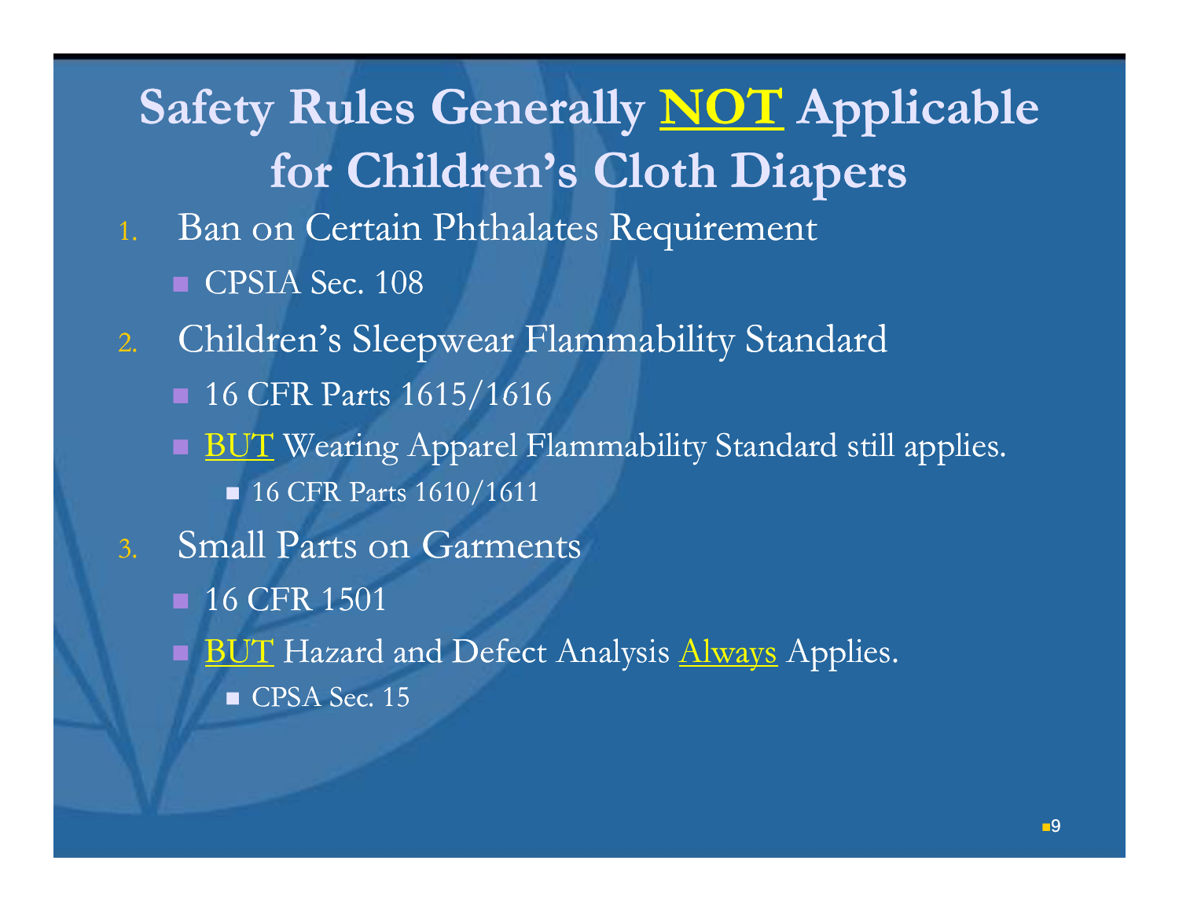# Safety Rules Generally **NOT** Applicable for Children's Cloth Diapers

1. Ban on Certain Phthalates Requirement
   - CPSIA Sec. 108
2. Children's Sleepwear Flammability Standard
   - 16 CFR Parts 1615/1616
   - BUT Wearing Apparel Flammability Standard still applies.
     - 16 CFR Parts 1610/1611
3. Small Parts on Garments
   - 16 CFR 1501
   - BUT Hazard and Defect Analysis Always Applies.
     - CPSA Sec. 15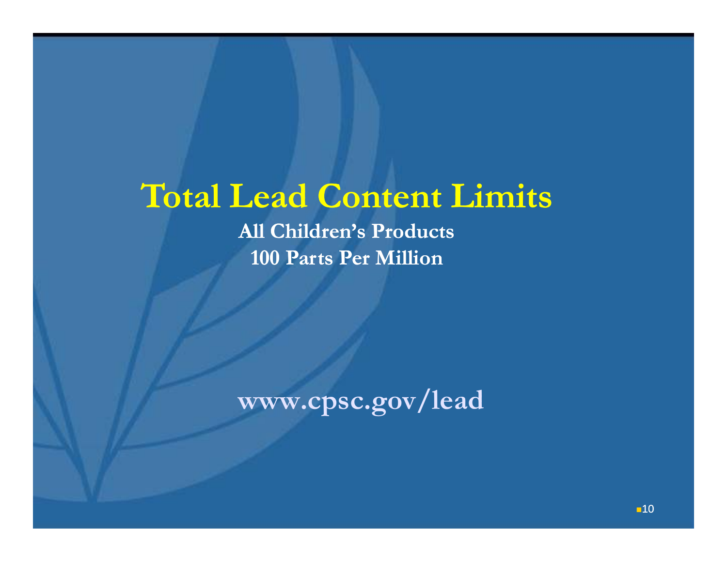# Total Lead Content Limits

**All Children's Products**

**100 Parts Per Million**

**www.cpsc.gov/lead**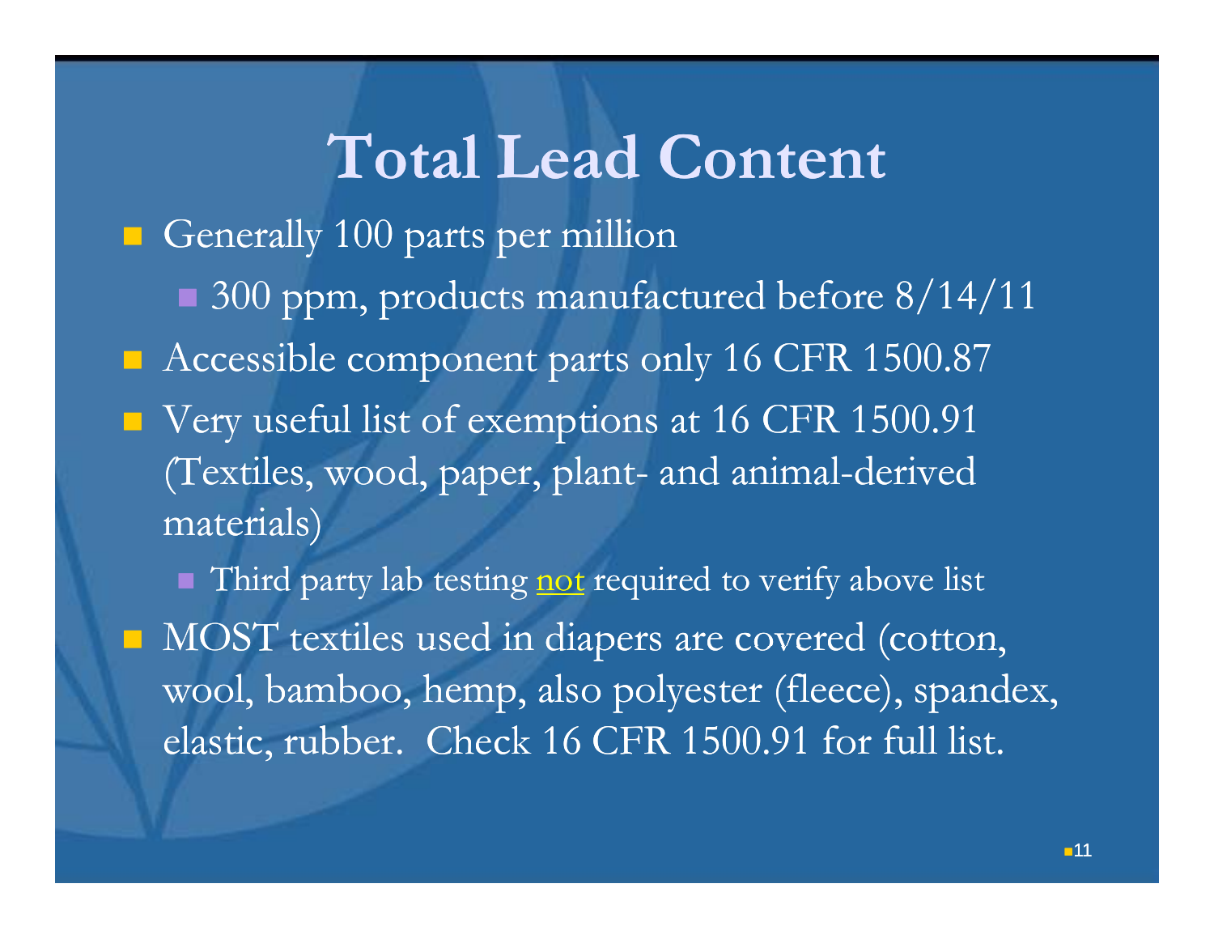# Total Lead Content

- Generally 100 parts per million
  - 300 ppm, products manufactured before 8/14/11
- Accessible component parts only 16 CFR 1500.87
- Very useful list of exemptions at 16 CFR 1500.91 (Textiles, wood, paper, plant- and animal-derived materials)
  - Third party lab testing <u>not</u> required to verify above list
- MOST textiles used in diapers are covered (cotton, wool, bamboo, hemp, also polyester (fleece), spandex, elastic, rubber. Check 16 CFR 1500.91 for full list.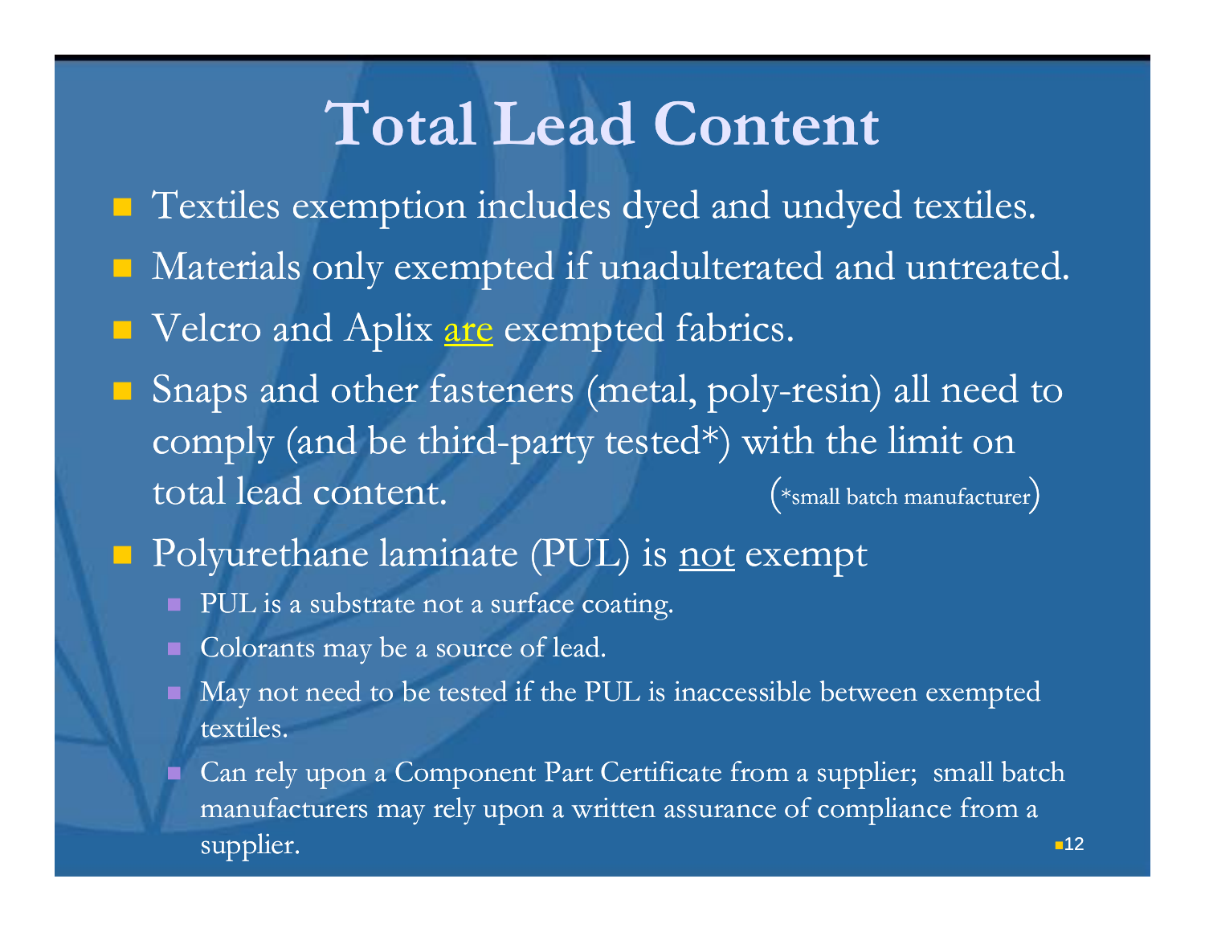# Total Lead Content

- Textiles exemption includes dyed and undyed textiles.
- Materials only exempted if unadulterated and untreated.
- Velcro and Aplix <u>are</u> exempted fabrics.
- Snaps and other fasteners (metal, poly-resin) all need to comply (and be third-party tested*) with the limit on total lead content. (*small batch manufacturer)
- Polyurethane laminate (PUL) is <u>not</u> exempt
  - PUL is a substrate not a surface coating.
  - Colorants may be a source of lead.
  - May not need to be tested if the PUL is inaccessible between exempted textiles.
  - Can rely upon a Component Part Certificate from a supplier; small batch manufacturers may rely upon a written assurance of compliance from a supplier.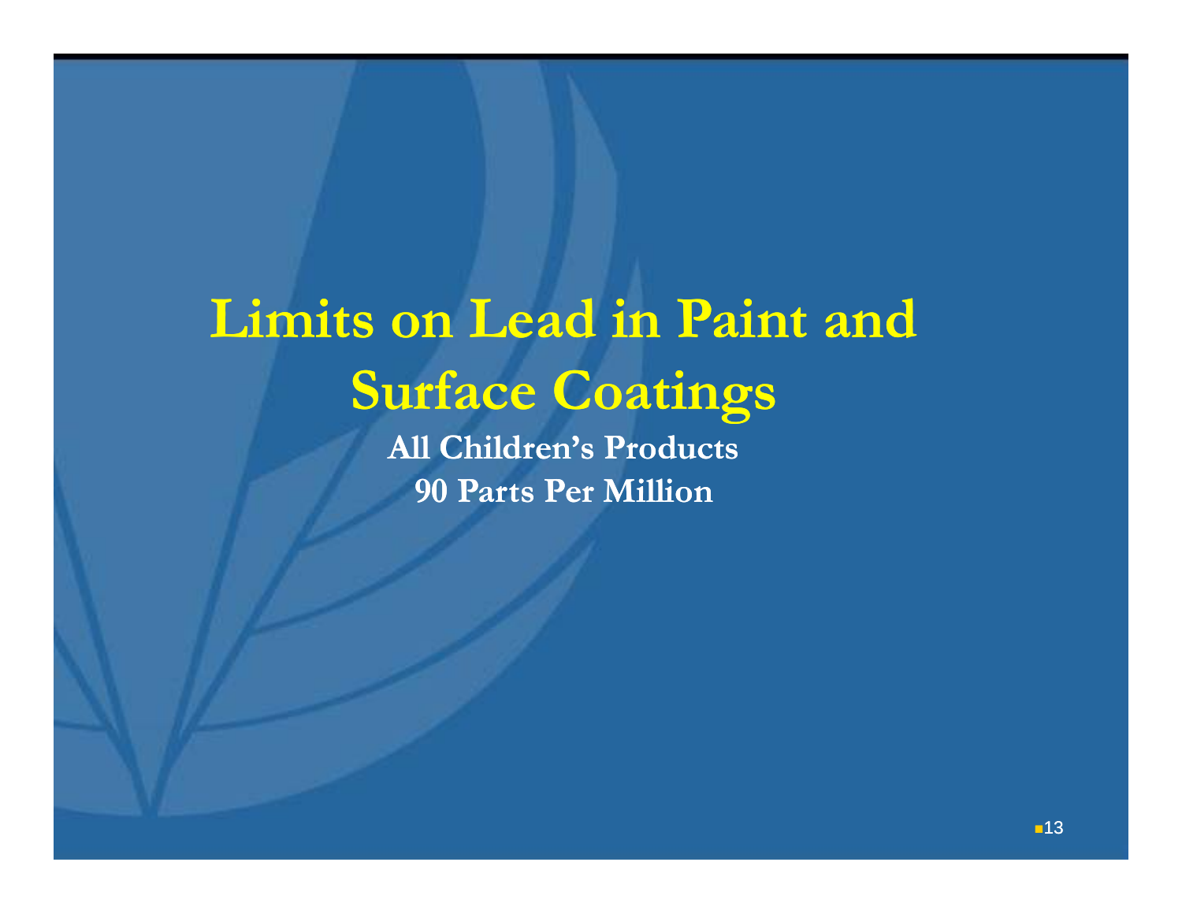# Limits on Lead in Paint and Surface Coatings

**All Children's Products**

**90 Parts Per Million**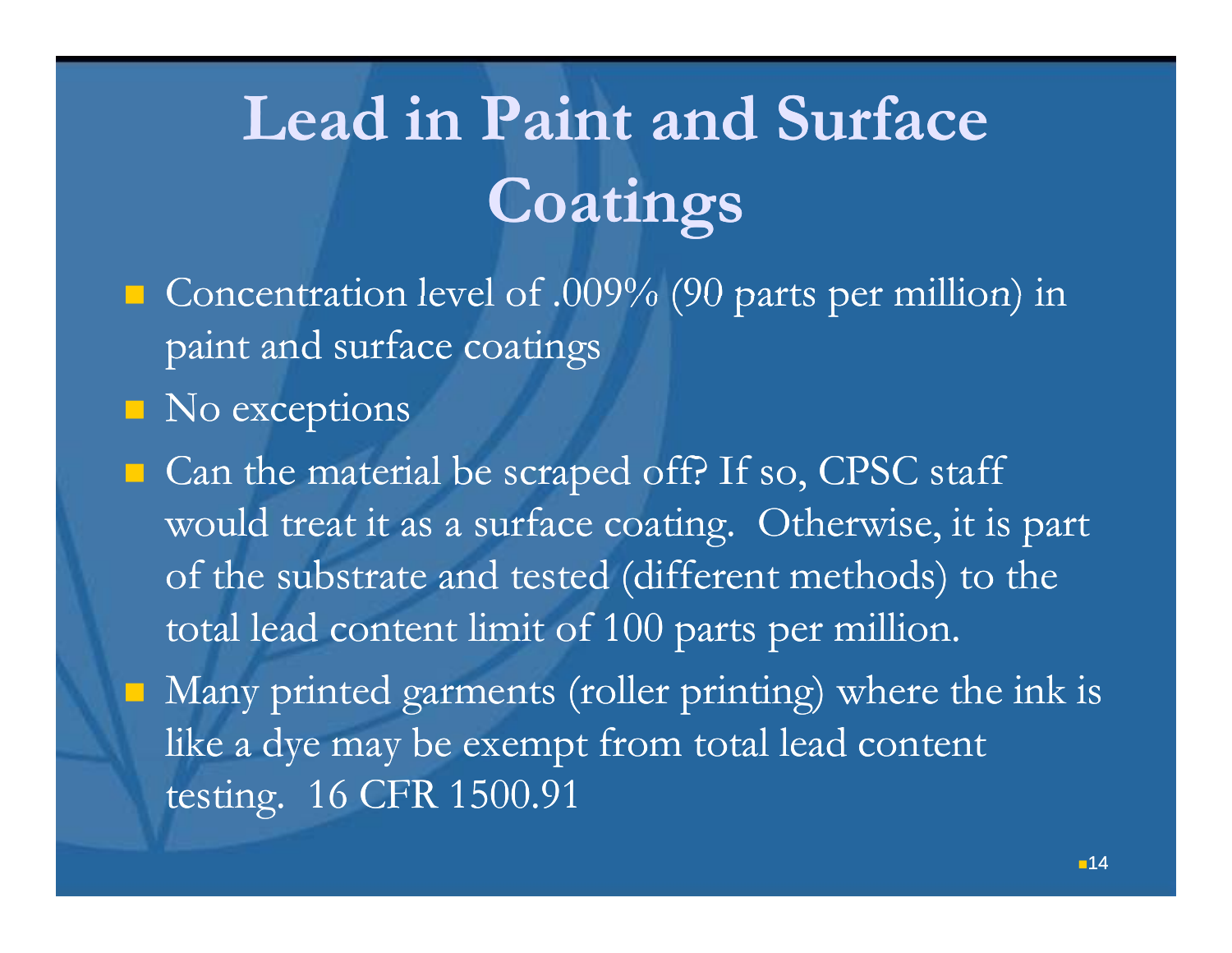# Lead in Paint and Surface Coatings

- Concentration level of .009% (90 parts per million) in paint and surface coatings
- No exceptions
- Can the material be scraped off? If so, CPSC staff would treat it as a surface coating. Otherwise, it is part of the substrate and tested (different methods) to the total lead content limit of 100 parts per million.
- Many printed garments (roller printing) where the ink is like a dye may be exempt from total lead content testing. 16 CFR 1500.91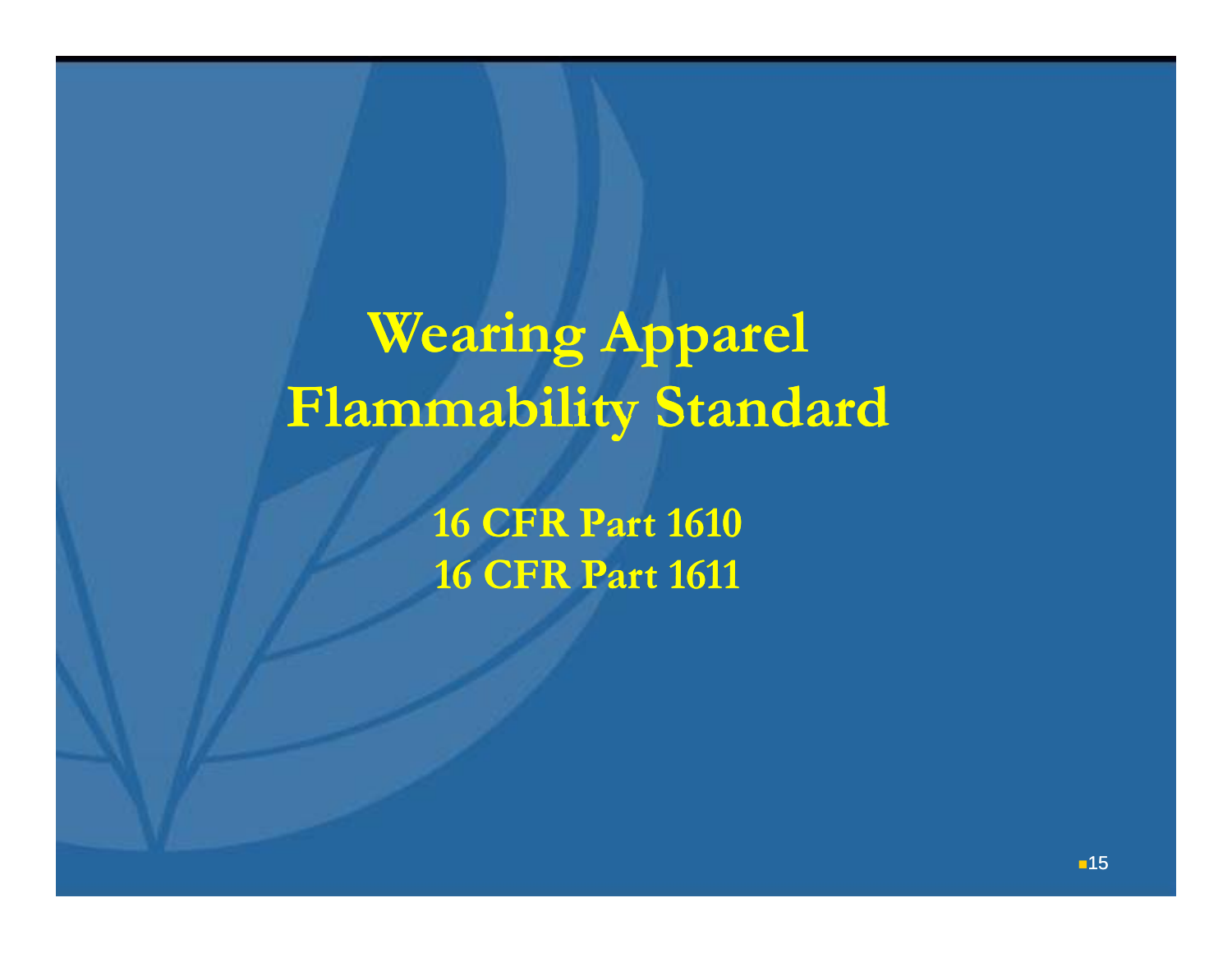# Wearing Apparel Flammability Standard

**16 CFR Part 1610**
**16 CFR Part 1611**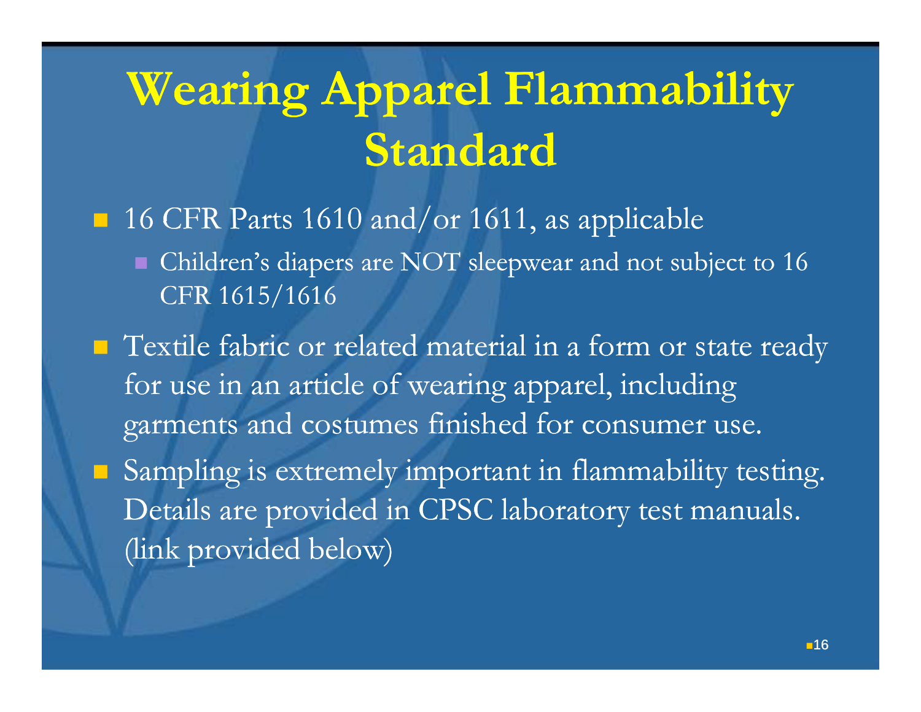# Wearing Apparel Flammability Standard

- 16 CFR Parts 1610 and/or 1611, as applicable
  - Children's diapers are NOT sleepwear and not subject to 16 CFR 1615/1616
- Textile fabric or related material in a form or state ready for use in an article of wearing apparel, including garments and costumes finished for consumer use.
- Sampling is extremely important in flammability testing. Details are provided in CPSC laboratory test manuals. (link provided below)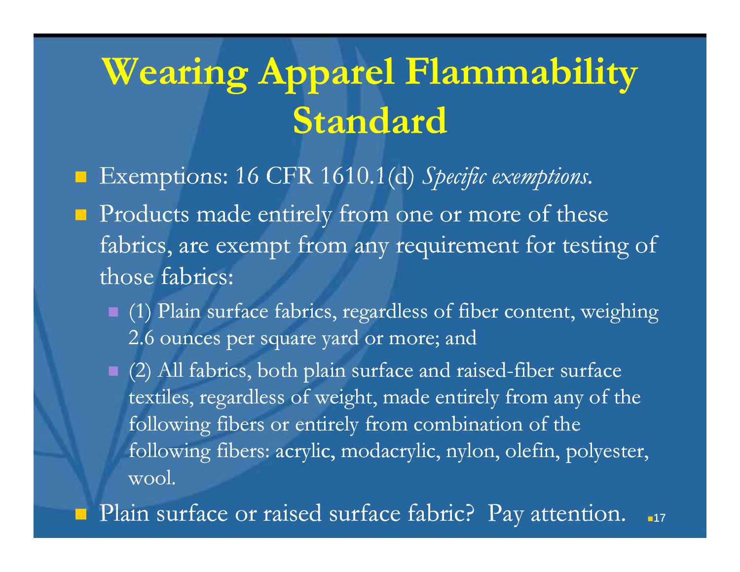# Wearing Apparel Flammability Standard

- Exemptions: 16 CFR 1610.1(d) *Specific exemptions.*
- Products made entirely from one or more of these fabrics, are exempt from any requirement for testing of those fabrics:
  - (1) Plain surface fabrics, regardless of fiber content, weighing 2.6 ounces per square yard or more; and
  - (2) All fabrics, both plain surface and raised-fiber surface textiles, regardless of weight, made entirely from any of the following fibers or entirely from combination of the following fibers: acrylic, modacrylic, nylon, olefin, polyester, wool.
- Plain surface or raised surface fabric? Pay attention.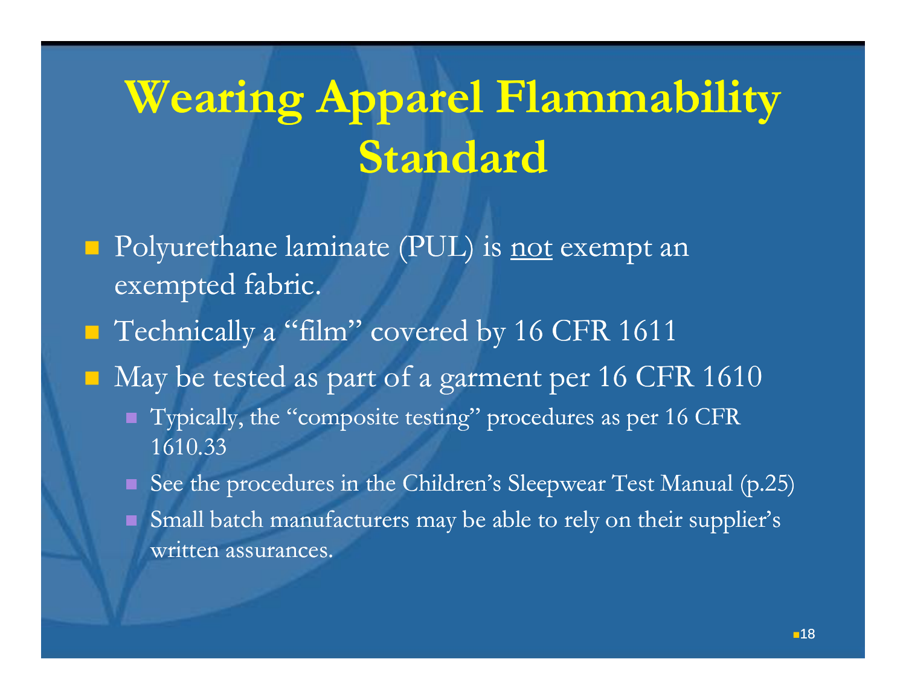# Wearing Apparel Flammability Standard

- Polyurethane laminate (PUL) is <u>not</u> exempt an exempted fabric.
- Technically a "film" covered by 16 CFR 1611
- May be tested as part of a garment per 16 CFR 1610
  - Typically, the "composite testing" procedures as per 16 CFR 1610.33
  - See the procedures in the Children's Sleepwear Test Manual (p.25)
  - Small batch manufacturers may be able to rely on their supplier's written assurances.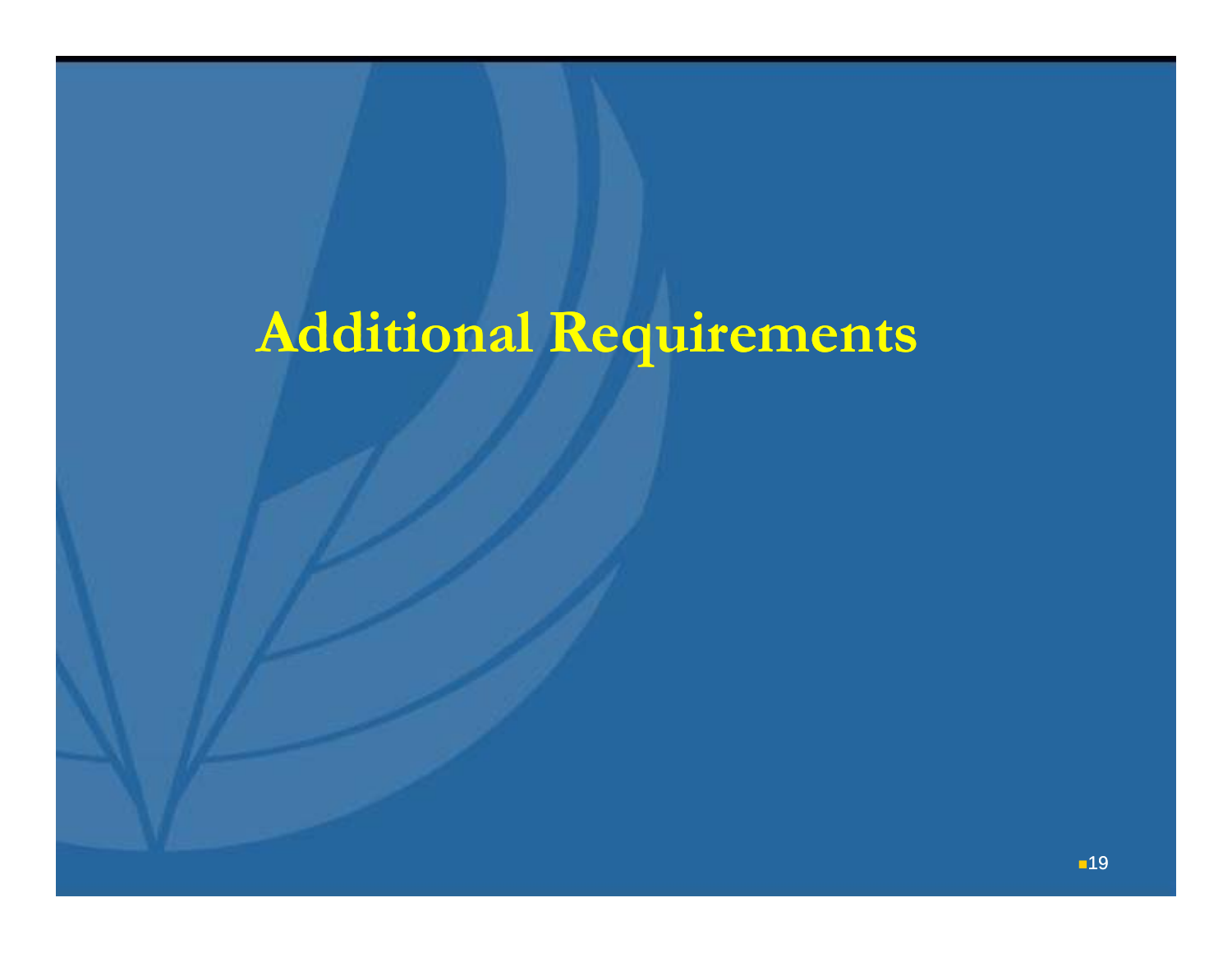# Additional Requirements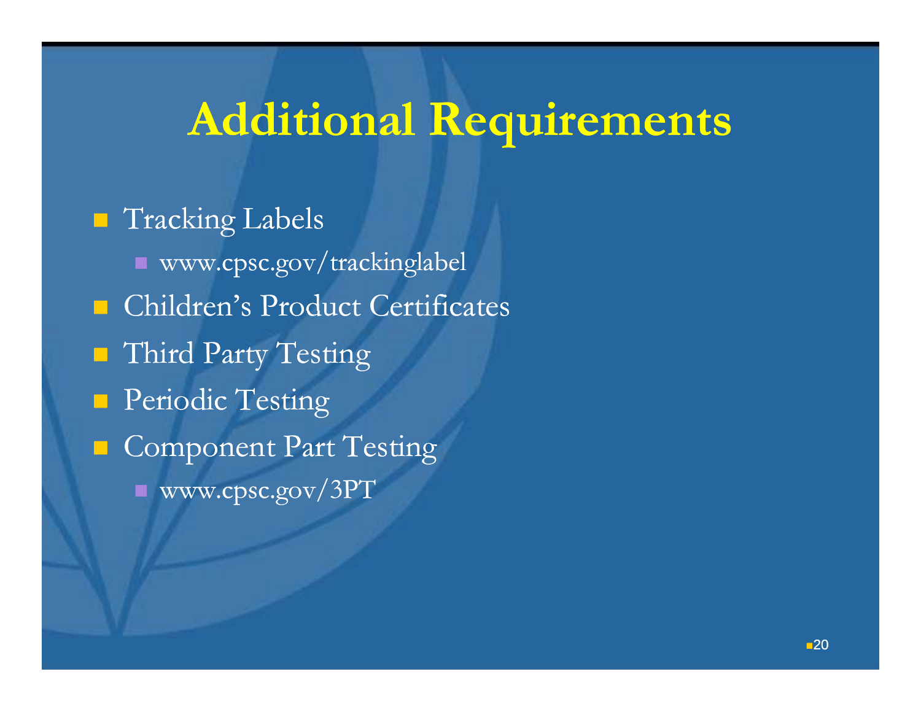# Additional Requirements

- Tracking Labels
  - www.cpsc.gov/trackinglabel
- Children's Product Certificates
- Third Party Testing
- Periodic Testing
- Component Part Testing
  - www.cpsc.gov/3PT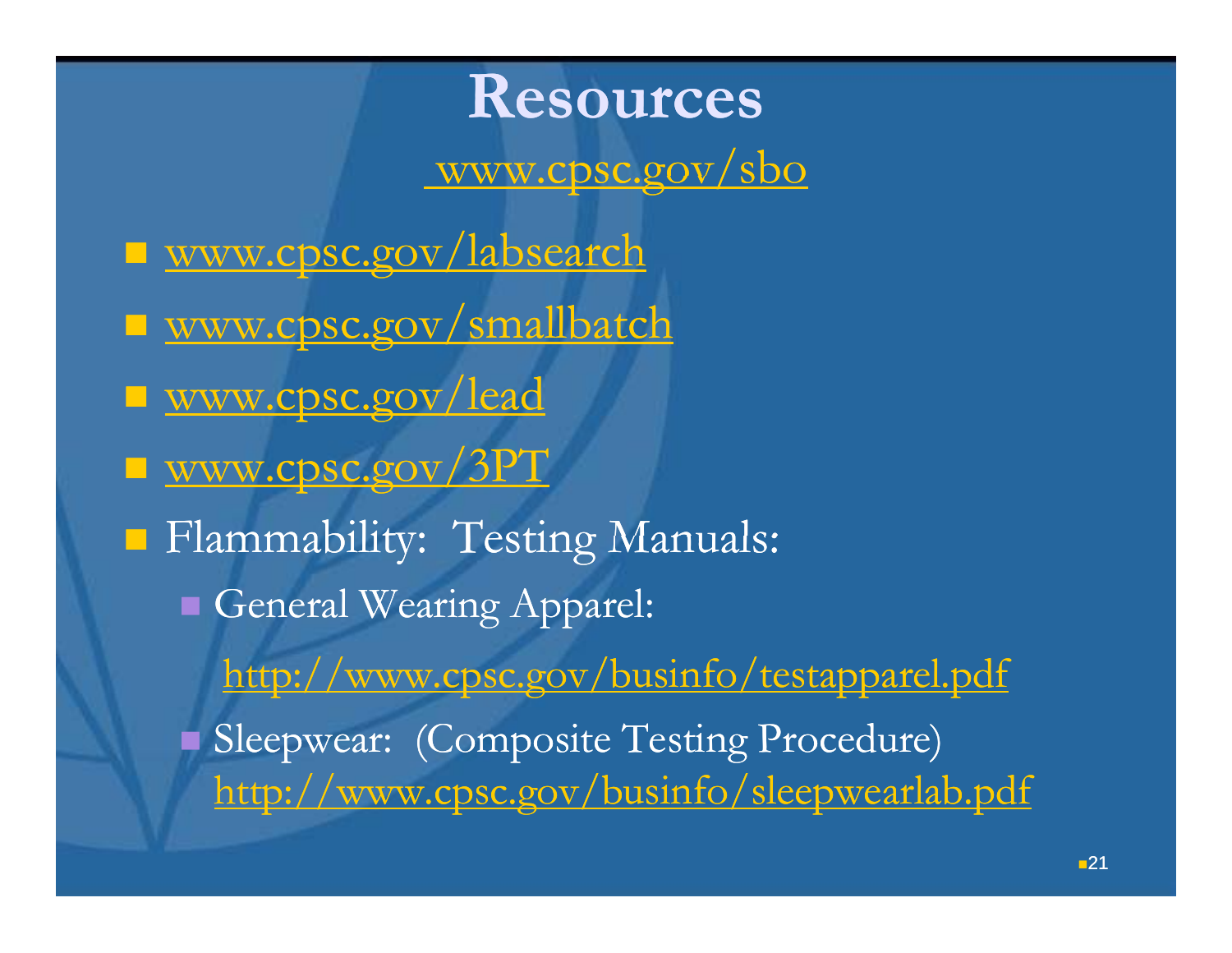# Resources

www.cpsc.gov/sbo

- www.cpsc.gov/labsearch
- www.cpsc.gov/smallbatch
- www.cpsc.gov/lead
- www.cpsc.gov/3PT
- Flammability: Testing Manuals:
  - General Wearing Apparel:

    http://www.cpsc.gov/businfo/testapparel.pdf
  - Sleepwear: (Composite Testing Procedure)
    http://www.cpsc.gov/businfo/sleepwearlab.pdf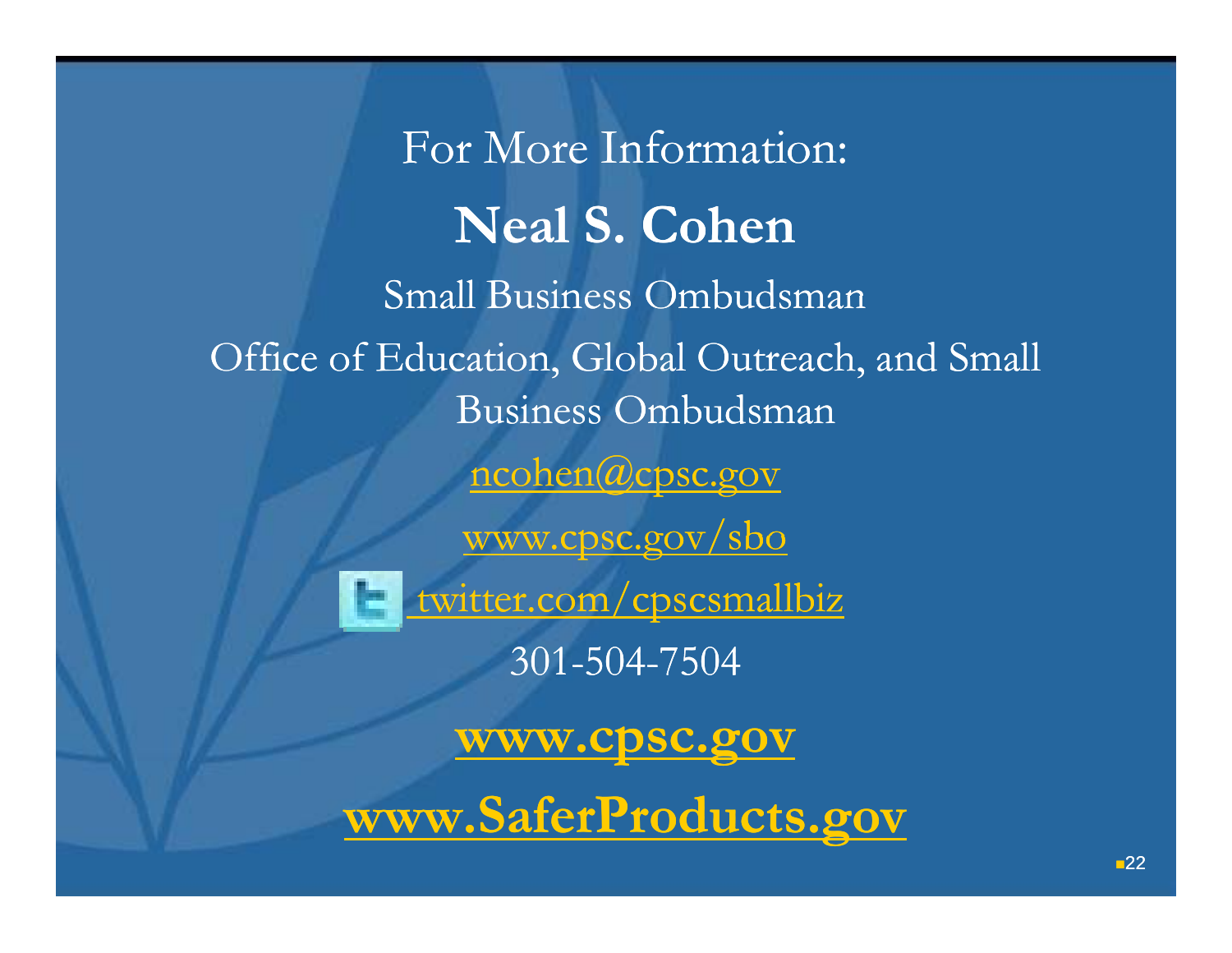For More Information:

**Neal S. Cohen**

Small Business Ombudsman

Office of Education, Global Outreach, and Small Business Ombudsman

ncohen@cpsc.gov

www.cpsc.gov/sbo

twitter.com/cpscsmallbiz

301-504-7504

**www.cpsc.gov**

**www.SaferProducts.gov**